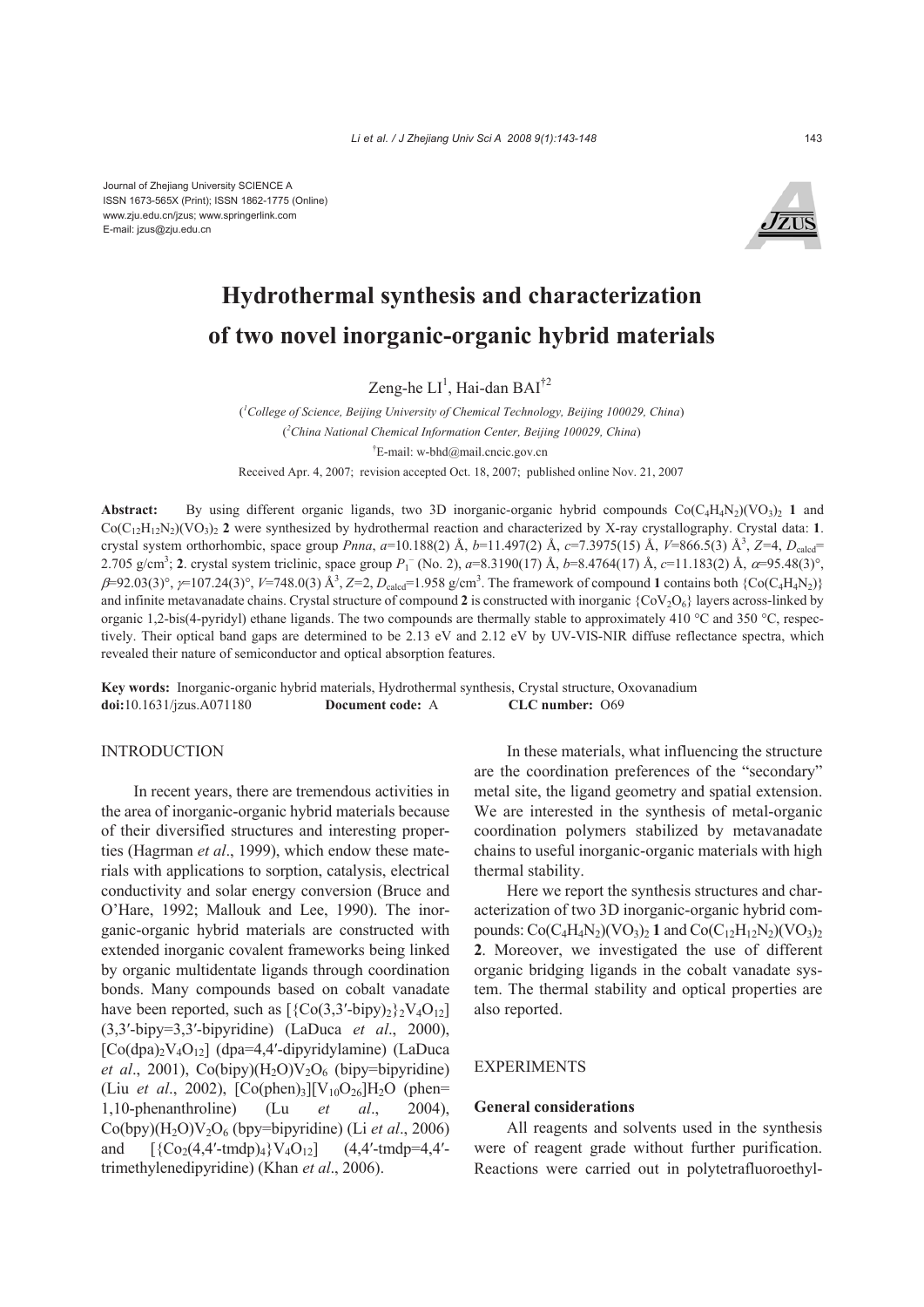Journal of Zhejiang University SCIENCE A
ISSN 1673-565X (Print); ISSN 1862-1775 (Online)
www.zju.edu.cn/jzus; www.springerlink.com
E-mail: jzus@zju.edu.cn

# Hydrothermal synthesis and characterization of two novel inorganic-organic hybrid materials

Zeng-he LI[1], Hai-dan BAI[†2]

([1]College of Science, Beijing University of Chemical Technology, Beijing 100029, China)
([2]China National Chemical Information Center, Beijing 100029, China)
[†]E-mail: w-bhd@mail.cncic.gov.cn

Received Apr. 4, 2007; revision accepted Oct. 18, 2007; published online Nov. 21, 2007

**Abstract:** By using different organic ligands, two 3D inorganic-organic hybrid compounds $Co(C_4H_4N_2)(VO_3)_2$ **1** and $Co(C_{12}H_{12}N_2)(VO_3)_2$ **2** were synthesized by hydrothermal reaction and characterized by X-ray crystallography. Crystal data: **1**. crystal system orthorhombic, space group *Pnna*, $a$=10.188(2) Å, $b$=11.497(2) Å, $c$=7.3975(15) Å, $V$=866.5(3) Å$^3$, $Z$=4, $D_{calcd}$= 2.705 g/cm$^3$; **2**. crystal system triclinic, space group $P_1^-$ (No. 2), $a$=8.3190(17) Å, $b$=8.4764(17) Å, $c$=11.183(2) Å, $\alpha$=95.48(3)°, $\beta$=92.03(3)°, $\gamma$=107.24(3)°, $V$=748.0(3) Å$^3$, $Z$=2, $D_{calcd}$=1.958 g/cm$^3$. The framework of compound **1** contains both $\{Co(C_4H_4N_2)\}$ and infinite metavanadate chains. Crystal structure of compound **2** is constructed with inorganic $\{CoV_2O_6\}$ layers across-linked by organic 1,2-bis(4-pyridyl) ethane ligands. The two compounds are thermally stable to approximately 410 °C and 350 °C, respectively. Their optical band gaps are determined to be 2.13 eV and 2.12 eV by UV-VIS-NIR diffuse reflectance spectra, which revealed their nature of semiconductor and optical absorption features.

**Key words:** Inorganic-organic hybrid materials, Hydrothermal synthesis, Crystal structure, Oxovanadium
**doi:**10.1631/jzus.A071180 **Document code:** A **CLC number:** O69

## INTRODUCTION

In recent years, there are tremendous activities in the area of inorganic-organic hybrid materials because of their diversified structures and interesting properties (Hagrman *et al*., 1999), which endow these materials with applications to sorption, catalysis, electrical conductivity and solar energy conversion (Bruce and O'Hare, 1992; Mallouk and Lee, 1990). The inorganic-organic hybrid materials are constructed with extended inorganic covalent frameworks being linked by organic multidentate ligands through coordination bonds. Many compounds based on cobalt vanadate have been reported, such as $[\{Co(3,3'\text{-bipy})_2\}_2V_4O_{12}]$ (3,3′-bipy=3,3′-bipyridine) (LaDuca *et al*., 2000), $[Co(dpa)_2V_4O_{12}]$ (dpa=4,4′-dipyridylamine) (LaDuca *et al*., 2001), $Co(bipy)(H_2O)V_2O_6$ (bipy=bipyridine) (Liu *et al*., 2002), $[Co(phen)_3][V_{10}O_{26}]H_2O$ (phen= 1,10-phenanthroline) (Lu *et al*., 2004), $Co(bpy)(H_2O)V_2O_6$ (bpy=bipyridine) (Li *et al*., 2006) and $[\{Co_2(4,4'\text{-tmdp})_4\}V_4O_{12}]$ (4,4′-tmdp=4,4′-trimethylenedipyridine) (Khan *et al*., 2006).

In these materials, what influencing the structure are the coordination preferences of the "secondary" metal site, the ligand geometry and spatial extension. We are interested in the synthesis of metal-organic coordination polymers stabilized by metavanadate chains to useful inorganic-organic materials with high thermal stability.

Here we report the synthesis structures and characterization of two 3D inorganic-organic hybrid compounds: $Co(C_4H_4N_2)(VO_3)_2$ **1** and $Co(C_{12}H_{12}N_2)(VO_3)_2$ **2**. Moreover, we investigated the use of different organic bridging ligands in the cobalt vanadate system. The thermal stability and optical properties are also reported.

## EXPERIMENTS

### General considerations

All reagents and solvents used in the synthesis were of reagent grade without further purification. Reactions were carried out in polytetrafluoroethyl-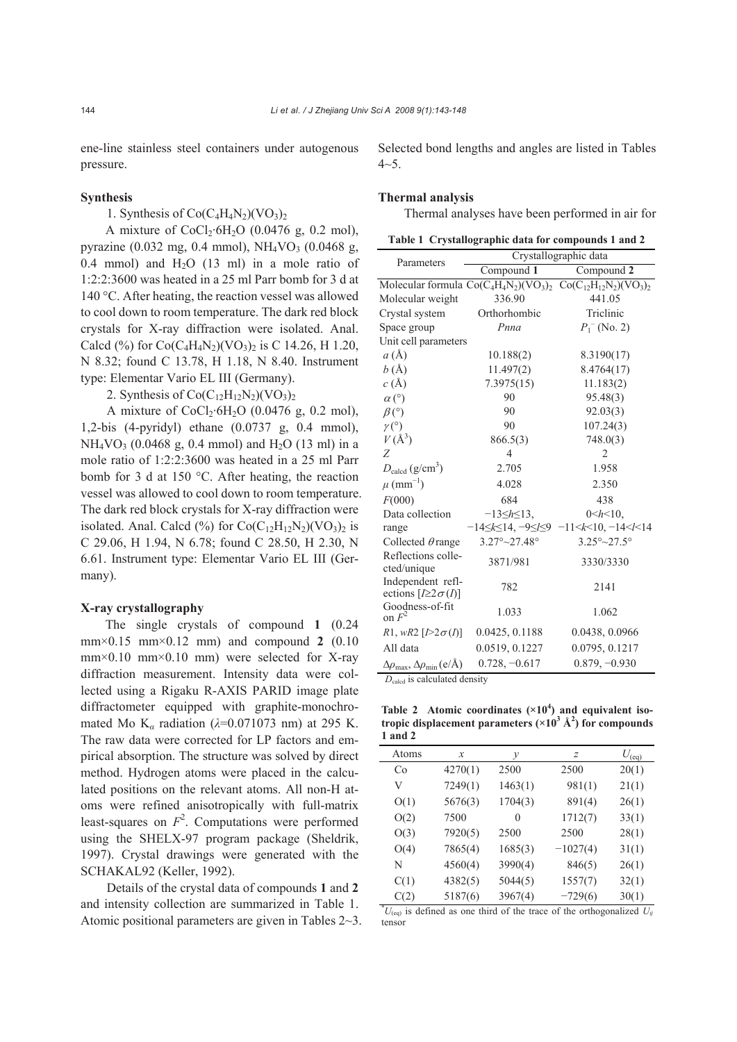ene-line stainless steel containers under autogenous pressure.

### Synthesis

1. Synthesis of $Co(C_4H_4N_2)(VO_3)_2$

A mixture of $CoCl_2{\cdot}6H_2O$ (0.0476 g, 0.2 mol), pyrazine (0.032 mg, 0.4 mmol), $NH_4VO_3$ (0.0468 g, 0.4 mmol) and $H_2O$ (13 ml) in a mole ratio of 1:2:2:3600 was heated in a 25 ml Parr bomb for 3 d at 140 °C. After heating, the reaction vessel was allowed to cool down to room temperature. The dark red block crystals for X-ray diffraction were isolated. Anal. Calcd (%) for $Co(C_4H_4N_2)(VO_3)_2$ is C 14.26, H 1.20, N 8.32; found C 13.78, H 1.18, N 8.40. Instrument type: Elementar Vario EL III (Germany).

2. Synthesis of $Co(C_{12}H_{12}N_2)(VO_3)_2$

A mixture of $CoCl_2{\cdot}6H_2O$ (0.0476 g, 0.2 mol), 1,2-bis (4-pyridyl) ethane (0.0737 g, 0.4 mmol), $NH_4VO_3$ (0.0468 g, 0.4 mmol) and $H_2O$ (13 ml) in a mole ratio of 1:2:2:3600 was heated in a 25 ml Parr bomb for 3 d at 150 °C. After heating, the reaction vessel was allowed to cool down to room temperature. The dark red block crystals for X-ray diffraction were isolated. Anal. Calcd (%) for $Co(C_{12}H_{12}N_2)(VO_3)_2$ is C 29.06, H 1.94, N 6.78; found C 28.50, H 2.30, N 6.61. Instrument type: Elementar Vario EL III (Germany).

### X-ray crystallography

The single crystals of compound **1** (0.24 mm×0.15 mm×0.12 mm) and compound **2** (0.10 mm×0.10 mm×0.10 mm) were selected for X-ray diffraction measurement. Intensity data were collected using a Rigaku R-AXIS PARID image plate diffractometer equipped with graphite-monochromated Mo $K_\alpha$ radiation ($\lambda$=0.071073 nm) at 295 K. The raw data were corrected for LP factors and empirical absorption. The structure was solved by direct method. Hydrogen atoms were placed in the calculated positions on the relevant atoms. All non-H atoms were refined anisotropically with full-matrix least-squares on $F^2$. Computations were performed using the SHELX-97 program package (Sheldrik, 1997). Crystal drawings were generated with the SCHAKAL92 (Keller, 1992).

Details of the crystal data of compounds **1** and **2** and intensity collection are summarized in Table 1. Atomic positional parameters are given in Tables 2~3. Selected bond lengths and angles are listed in Tables 4~5.

### Thermal analysis

Thermal analyses have been performed in air for

**Table 1 Crystallographic data for compounds 1 and 2**

| Parameters | Crystallographic data | |
|---|---|---|
| | Compound **1** | Compound **2** |
| Molecular formula | $Co(C_4H_4N_2)(VO_3)_2$ | $Co(C_{12}H_{12}N_2)(VO_3)_2$ |
| Molecular weight | 336.90 | 441.05 |
| Crystal system | Orthorhombic | Triclinic |
| Space group | *Pnna* | $P_1^-$ (No. 2) |
| Unit cell parameters | | |
| $a$ (Å) | 10.188(2) | 8.3190(17) |
| $b$ (Å) | 11.497(2) | 8.4764(17) |
| $c$ (Å) | 7.3975(15) | 11.183(2) |
| $\alpha$ (°) | 90 | 95.48(3) |
| $\beta$ (°) | 90 | 92.03(3) |
| $\gamma$ (°) | 90 | 107.24(3) |
| $V$ (Å$^3$) | 866.5(3) | 748.0(3) |
| $Z$ | 4 | 2 |
| $D_{calcd}$ (g/cm$^3$) | 2.705 | 1.958 |
| $\mu$ (mm$^{-1}$) | 4.028 | 2.350 |
| $F(000)$ | 684 | 438 |
| Data collection range | $-13\leq h\leq 13$, $-14\leq k\leq 14$, $-9\leq l\leq 9$ | $0<h<10$, $-11<k<10$, $-14<l<14$ |
| Collected $\theta$ range | 3.27°~27.48° | 3.25°~27.5° |
| Reflections collected/unique | 3871/981 | 3330/3330 |
| Independent reflections [$I\geq 2\sigma(I)$] | 782 | 2141 |
| Goodness-of-fit on $F^2$ | 1.033 | 1.062 |
| $R1$, $wR2$ [$I>2\sigma(I)$] | 0.0425, 0.1188 | 0.0438, 0.0966 |
| All data | 0.0519, 0.1227 | 0.0795, 0.1217 |
| $\Delta\rho_{max}$, $\Delta\rho_{min}$ (e/Å) | 0.728, −0.617 | 0.879, −0.930 |

$D_{calcd}$ is calculated density

**Table 2 Atomic coordinates (×10$^4$) and equivalent isotropic displacement parameters (×10$^3$ Å$^2$) for compounds 1 and 2**

| Atoms | $x$ | $y$ | $z$ | $U_{(eq)}$ |
|---|---|---|---|---|
| Co | 4270(1) | 2500 | 2500 | 20(1) |
| V | 7249(1) | 1463(1) | 981(1) | 21(1) |
| O(1) | 5676(3) | 1704(3) | 891(4) | 26(1) |
| O(2) | 7500 | 0 | 1712(7) | 33(1) |
| O(3) | 7920(5) | 2500 | 2500 | 28(1) |
| O(4) | 7865(4) | 1685(3) | −1027(4) | 31(1) |
| N | 4560(4) | 3990(4) | 846(5) | 26(1) |
| C(1) | 4382(5) | 5044(5) | 1557(7) | 32(1) |
| C(2) | 5187(6) | 3967(4) | −729(6) | 30(1) |

$^*U_{(eq)}$ is defined as one third of the trace of the orthogonalized $U_{ij}$ tensor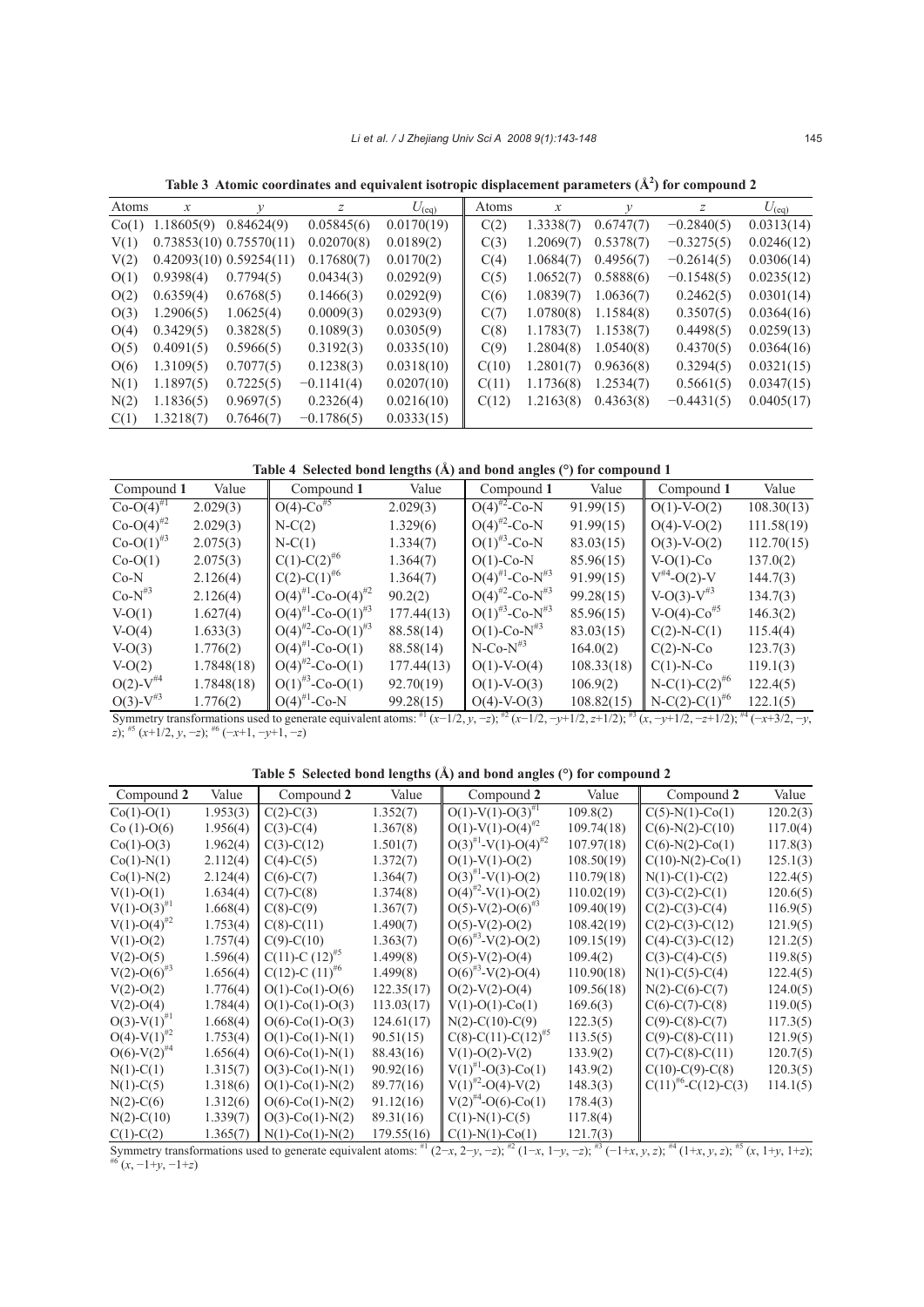**Table 3 Atomic coordinates and equivalent isotropic displacement parameters (Å$^2$) for compound 2**

| Atoms | $x$ | $y$ | $z$ | $U_{(eq)}$ | Atoms | $x$ | $y$ | $z$ | $U_{(eq)}$ |
|---|---|---|---|---|---|---|---|---|---|
| Co(1) | 1.18605(9) | 0.84624(9) | 0.05845(6) | 0.0170(19) | C(2) | 1.3338(7) | 0.6747(7) | −0.2840(5) | 0.0313(14) |
| V(1) | 0.73853(10) | 0.75570(11) | 0.02070(8) | 0.0189(2) | C(3) | 1.2069(7) | 0.5378(7) | −0.3275(5) | 0.0246(12) |
| V(2) | 0.42093(10) | 0.59254(11) | 0.17680(7) | 0.0170(2) | C(4) | 1.0684(7) | 0.4956(7) | −0.2614(5) | 0.0306(14) |
| O(1) | 0.9398(4) | 0.7794(5) | 0.0434(3) | 0.0292(9) | C(5) | 1.0652(7) | 0.5888(6) | −0.1548(5) | 0.0235(12) |
| O(2) | 0.6359(4) | 0.6768(5) | 0.1466(3) | 0.0292(9) | C(6) | 1.0839(7) | 1.0636(7) | 0.2462(5) | 0.0301(14) |
| O(3) | 1.2906(5) | 1.0625(4) | 0.0009(3) | 0.0293(9) | C(7) | 1.0780(8) | 1.1584(8) | 0.3507(5) | 0.0364(16) |
| O(4) | 0.3429(5) | 0.3828(5) | 0.1089(3) | 0.0305(9) | C(8) | 1.1783(7) | 1.1538(7) | 0.4498(5) | 0.0259(13) |
| O(5) | 0.4091(5) | 0.5966(5) | 0.3192(3) | 0.0335(10) | C(9) | 1.2804(8) | 1.0540(8) | 0.4370(5) | 0.0364(16) |
| O(6) | 1.3109(5) | 0.7077(5) | 0.1238(3) | 0.0318(10) | C(10) | 1.2801(7) | 0.9636(8) | 0.3294(5) | 0.0321(15) |
| N(1) | 1.1897(5) | 0.7225(5) | −0.1141(4) | 0.0207(10) | C(11) | 1.1736(8) | 1.2534(7) | 0.5661(5) | 0.0347(15) |
| N(2) | 1.1836(5) | 0.9697(5) | 0.2326(4) | 0.0216(10) | C(12) | 1.2163(8) | 0.4363(8) | −0.4431(5) | 0.0405(17) |
| C(1) | 1.3218(7) | 0.7646(7) | −0.1786(5) | 0.0333(15) | | | | | |

**Table 4 Selected bond lengths (Å) and bond angles (°) for compound 1**

| Compound **1** | Value | Compound **1** | Value | Compound **1** | Value | Compound **1** | Value |
|---|---|---|---|---|---|---|---|
| Co-O(4)$^{\#1}$ | 2.029(3) | O(4)-Co$^{\#5}$ | 2.029(3) | O(4)$^{\#2}$-Co-N | 91.99(15) | O(1)-V-O(2) | 108.30(13) |
| Co-O(4)$^{\#2}$ | 2.029(3) | N-C(2) | 1.329(6) | O(4)$^{\#2}$-Co-N | 91.99(15) | O(4)-V-O(2) | 111.58(19) |
| Co-O(1)$^{\#3}$ | 2.075(3) | N-C(1) | 1.334(7) | O(1)$^{\#3}$-Co-N | 83.03(15) | O(3)-V-O(2) | 112.70(15) |
| Co-O(1) | 2.075(3) | C(1)-C(2)$^{\#6}$ | 1.364(7) | O(1)-Co-N | 85.96(15) | V-O(1)-Co | 137.0(2) |
| Co-N | 2.126(4) | C(2)-C(1)$^{\#6}$ | 1.364(7) | O(4)$^{\#1}$-Co-N$^{\#3}$ | 91.99(15) | V$^{\#4}$-O(2)-V | 144.7(3) |
| Co-N$^{\#3}$ | 2.126(4) | O(4)$^{\#1}$-Co-O(4)$^{\#2}$ | 90.2(2) | O(4)$^{\#2}$-Co-N$^{\#3}$ | 99.28(15) | V-O(3)-V$^{\#3}$ | 134.7(3) |
| V-O(1) | 1.627(4) | O(4)$^{\#1}$-Co-O(1)$^{\#3}$ | 177.44(13) | O(1)$^{\#3}$-Co-N$^{\#3}$ | 85.96(15) | V-O(4)-Co$^{\#5}$ | 146.3(2) |
| V-O(4) | 1.633(3) | O(4)$^{\#2}$-Co-O(1)$^{\#3}$ | 88.58(14) | O(1)-Co-N$^{\#3}$ | 83.03(15) | C(2)-N-C(1) | 115.4(4) |
| V-O(3) | 1.776(2) | O(4)$^{\#1}$-Co-O(1) | 88.58(14) | N-Co-N$^{\#3}$ | 164.0(2) | C(2)-N-Co | 123.7(3) |
| V-O(2) | 1.7848(18) | O(4)$^{\#2}$-Co-O(1) | 177.44(13) | O(1)-V-O(4) | 108.33(18) | C(1)-N-Co | 119.1(3) |
| O(2)-V$^{\#4}$ | 1.7848(18) | O(1)$^{\#3}$-Co-O(1) | 92.70(19) | O(1)-V-O(3) | 106.9(2) | N-C(1)-C(2)$^{\#6}$ | 122.4(5) |
| O(3)-V$^{\#3}$ | 1.776(2) | O(4)$^{\#1}$-Co-N | 99.28(15) | O(4)-V-O(3) | 108.82(15) | N-C(2)-C(1)$^{\#6}$ | 122.1(5) |

Symmetry transformations used to generate equivalent atoms: #1 $(x-1/2, y, -z)$; #2 $(x-1/2, -y+1/2, z+1/2)$; #3 $(x, -y+1/2, -z+1/2)$; #4 $(-x+3/2, -y, z)$; #5 $(x+1/2, y, -z)$; #6 $(-x+1, -y+1, -z)$

**Table 5 Selected bond lengths (Å) and bond angles (°) for compound 2**

| Compound **2** | Value | Compound **2** | Value | Compound **2** | Value | Compound **2** | Value |
|---|---|---|---|---|---|---|---|
| Co(1)-O(1) | 1.953(3) | C(2)-C(3) | 1.352(7) | O(1)-V(1)-O(3)$^{\#1}$ | 109.8(2) | C(5)-N(1)-Co(1) | 120.2(3) |
| Co (1)-O(6) | 1.956(4) | C(3)-C(4) | 1.367(8) | O(1)-V(1)-O(4)$^{\#2}$ | 109.74(18) | C(6)-N(2)-C(10) | 117.0(4) |
| Co(1)-O(3) | 1.962(4) | C(3)-C(12) | 1.501(7) | O(3)$^{\#1}$-V(1)-O(4)$^{\#2}$ | 107.97(18) | C(6)-N(2)-Co(1) | 117.8(3) |
| Co(1)-N(1) | 2.112(4) | C(4)-C(5) | 1.372(7) | O(1)-V(1)-O(2) | 108.50(19) | C(10)-N(2)-Co(1) | 125.1(3) |
| Co(1)-N(2) | 2.124(4) | C(6)-C(7) | 1.364(7) | O(3)$^{\#1}$-V(1)-O(2) | 110.79(18) | N(1)-C(1)-C(2) | 122.4(5) |
| V(1)-O(1) | 1.634(4) | C(7)-C(8) | 1.374(8) | O(4)$^{\#2}$-V(1)-O(2) | 110.02(19) | C(3)-C(2)-C(1) | 120.6(5) |
| V(1)-O(3)$^{\#1}$ | 1.668(4) | C(8)-C(9) | 1.367(7) | O(5)-V(2)-O(6)$^{\#3}$ | 109.40(19) | C(2)-C(3)-C(4) | 116.9(5) |
| V(1)-O(4)$^{\#2}$ | 1.753(4) | C(8)-C(11) | 1.490(7) | O(5)-V(2)-O(2) | 108.42(19) | C(2)-C(3)-C(12) | 121.9(5) |
| V(1)-O(2) | 1.757(4) | C(9)-C(10) | 1.363(7) | O(6)$^{\#3}$-V(2)-O(2) | 109.15(19) | C(4)-C(3)-C(12) | 121.2(5) |
| V(2)-O(5) | 1.596(4) | C(11)-C (12)$^{\#5}$ | 1.499(8) | O(5)-V(2)-O(4) | 109.4(2) | C(3)-C(4)-C(5) | 119.8(5) |
| V(2)-O(6)$^{\#3}$ | 1.656(4) | C(12)-C (11)$^{\#6}$ | 1.499(8) | O(6)$^{\#3}$-V(2)-O(4) | 110.90(18) | N(1)-C(5)-C(4) | 122.4(5) |
| V(2)-O(2) | 1.776(4) | O(1)-Co(1)-O(6) | 122.35(17) | O(2)-V(2)-O(4) | 109.56(18) | N(2)-C(6)-C(7) | 124.0(5) |
| V(2)-O(4) | 1.784(4) | O(1)-Co(1)-O(3) | 113.03(17) | V(1)-O(1)-Co(1) | 169.6(3) | C(6)-C(7)-C(8) | 119.0(5) |
| O(3)-V(1)$^{\#1}$ | 1.668(4) | O(6)-Co(1)-O(3) | 124.61(17) | N(2)-C(10)-C(9) | 122.3(5) | C(9)-C(8)-C(7) | 117.3(5) |
| O(4)-V(1)$^{\#2}$ | 1.753(4) | O(1)-Co(1)-N(1) | 90.51(15) | C(8)-C(11)-C(12)$^{\#5}$ | 113.5(5) | C(9)-C(8)-C(11) | 121.9(5) |
| O(6)-V(2)$^{\#4}$ | 1.656(4) | O(6)-Co(1)-N(1) | 88.43(16) | V(1)-O(2)-V(2) | 133.9(2) | C(7)-C(8)-C(11) | 120.7(5) |
| N(1)-C(1) | 1.315(7) | O(3)-Co(1)-N(1) | 90.92(16) | V(1)$^{\#1}$-O(3)-Co(1) | 143.9(2) | C(10)-C(9)-C(8) | 120.3(5) |
| N(1)-C(5) | 1.318(6) | O(1)-Co(1)-N(2) | 89.77(16) | V(1)$^{\#2}$-O(4)-V(2) | 148.3(3) | C(11)$^{\#6}$-C(12)-C(3) | 114.1(5) |
| N(2)-C(6) | 1.312(6) | O(6)-Co(1)-N(2) | 91.12(16) | V(2)$^{\#4}$-O(6)-Co(1) | 178.4(3) | | |
| N(2)-C(10) | 1.339(7) | O(3)-Co(1)-N(2) | 89.31(16) | C(1)-N(1)-C(5) | 117.8(4) | | |
| C(1)-C(2) | 1.365(7) | N(1)-Co(1)-N(2) | 179.55(16) | C(1)-N(1)-Co(1) | 121.7(3) | | |

Symmetry transformations used to generate equivalent atoms: #1 $(2-x, 2-y, -z)$; #2 $(1-x, 1-y, -z)$; #3 $(-1+x, y, z)$; #4 $(1+x, y, z)$; #5 $(x, 1+y, 1+z)$; #6 $(x, -1+y, -1+z)$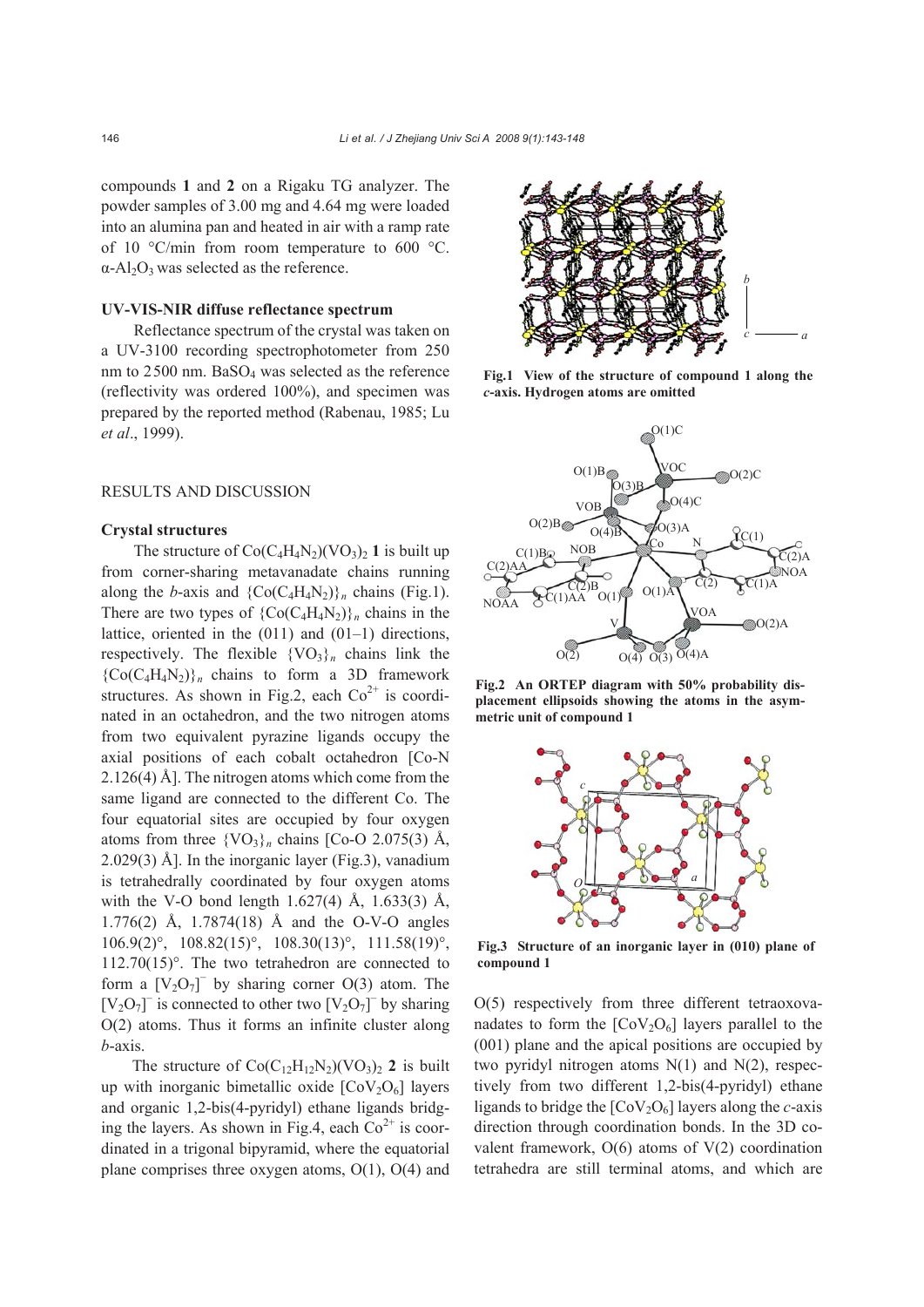compounds **1** and **2** on a Rigaku TG analyzer. The powder samples of 3.00 mg and 4.64 mg were loaded into an alumina pan and heated in air with a ramp rate of 10 °C/min from room temperature to 600 °C. $\alpha$-$Al_2O_3$ was selected as the reference.

### UV-VIS-NIR diffuse reflectance spectrum

Reflectance spectrum of the crystal was taken on a UV-3100 recording spectrophotometer from 250 nm to 2500 nm. $BaSO_4$ was selected as the reference (reflectivity was ordered 100%), and specimen was prepared by the reported method (Rabenau, 1985; Lu *et al*., 1999).

## RESULTS AND DISCUSSION

### Crystal structures

The structure of $Co(C_4H_4N_2)(VO_3)_2$ **1** is built up from corner-sharing metavanadate chains running along the *b*-axis and $\{Co(C_4H_4N_2)\}_n$ chains (Fig.1). There are two types of $\{Co(C_4H_4N_2)\}_n$ chains in the lattice, oriented in the (011) and (01–1) directions, respectively. The flexible $\{VO_3\}_n$ chains link the $\{Co(C_4H_4N_2)\}_n$ chains to form a 3D framework structures. As shown in Fig.2, each $Co^{2+}$ is coordinated in an octahedron, and the two nitrogen atoms from two equivalent pyrazine ligands occupy the axial positions of each cobalt octahedron [Co-N 2.126(4) Å]. The nitrogen atoms which come from the same ligand are connected to the different Co. The four equatorial sites are occupied by four oxygen atoms from three $\{VO_3\}_n$ chains [Co-O 2.075(3) Å, 2.029(3) Å]. In the inorganic layer (Fig.3), vanadium is tetrahedrally coordinated by four oxygen atoms with the V-O bond length 1.627(4) Å, 1.633(3) Å, 1.776(2) Å, 1.7874(18) Å and the O-V-O angles 106.9(2)°, 108.82(15)°, 108.30(13)°, 111.58(19)°, 112.70(15)°. The two tetrahedron are connected to form a $[V_2O_7]^-$ by sharing corner O(3) atom. The $[V_2O_7]^-$ is connected to other two $[V_2O_7]^-$ by sharing O(2) atoms. Thus it forms an infinite cluster along *b*-axis.

The structure of $Co(C_{12}H_{12}N_2)(VO_3)_2$ **2** is built up with inorganic bimetallic oxide $[CoV_2O_6]$ layers and organic 1,2-bis(4-pyridyl) ethane ligands bridging the layers. As shown in Fig.4, each $Co^{2+}$ is coordinated in a trigonal bipyramid, where the equatorial plane comprises three oxygen atoms, O(1), O(4) and O(5) respectively from three different tetraoxovanadates to form the $[CoV_2O_6]$ layers parallel to the (001) plane and the apical positions are occupied by two pyridyl nitrogen atoms N(1) and N(2), respectively from two different 1,2-bis(4-pyridyl) ethane ligands to bridge the $[CoV_2O_6]$ layers along the *c*-axis direction through coordination bonds. In the 3D covalent framework, O(6) atoms of V(2) coordination tetrahedra are still terminal atoms, and which are

**Fig.1 View of the structure of compound 1 along the *c*-axis. Hydrogen atoms are omitted**

**Fig.2 An ORTEP diagram with 50% probability displacement ellipsoids showing the atoms in the asymmetric unit of compound 1**

**Fig.3 Structure of an inorganic layer in (010) plane of compound 1**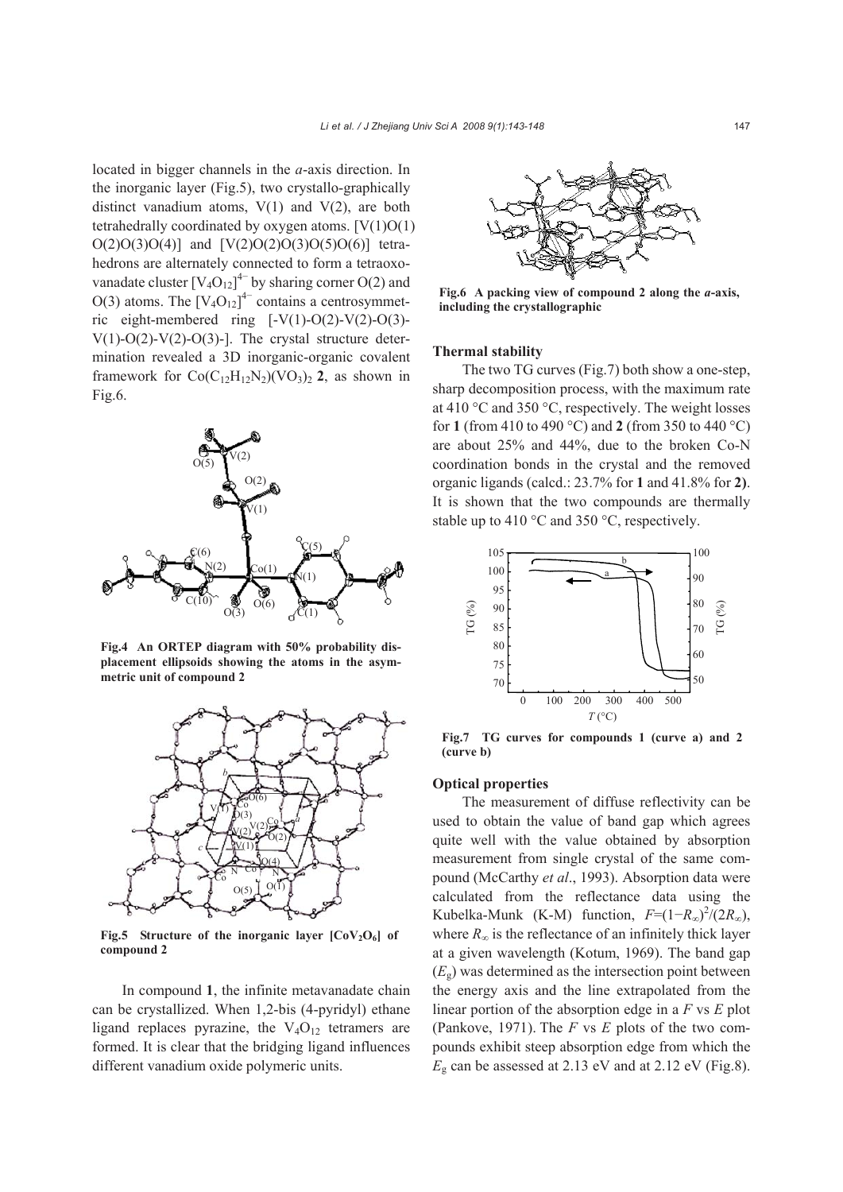located in bigger channels in the *a*-axis direction. In the inorganic layer (Fig.5), two crystallo-graphically distinct vanadium atoms, V(1) and V(2), are both tetrahedrally coordinated by oxygen atoms. [V(1)O(1)O(2)O(3)O(4)] and [V(2)O(2)O(3)O(5)O(6)] tetrahedrons are alternately connected to form a tetraoxovanadate cluster $[V_4O_{12}]^{4-}$ by sharing corner O(2) and O(3) atoms. The $[V_4O_{12}]^{4-}$ contains a centrosymmetric eight-membered ring [-V(1)-O(2)-V(2)-O(3)-V(1)-O(2)-V(2)-O(3)-]. The crystal structure determination revealed a 3D inorganic-organic covalent framework for $Co(C_{12}H_{12}N_2)(VO_3)_2$ **2**, as shown in Fig.6.

**Fig.4 An ORTEP diagram with 50% probability displacement ellipsoids showing the atoms in the asymmetric unit of compound 2**

**Fig.5 Structure of the inorganic layer $[CoV_2O_6]$ of compound 2**

In compound **1**, the infinite metavanadate chain can be crystallized. When 1,2-bis (4-pyridyl) ethane ligand replaces pyrazine, the $V_4O_{12}$ tetramers are formed. It is clear that the bridging ligand influences different vanadium oxide polymeric units.

**Fig.6 A packing view of compound 2 along the *a*-axis, including the crystallographic**

### Thermal stability

The two TG curves (Fig.7) both show a one-step, sharp decomposition process, with the maximum rate at 410 °C and 350 °C, respectively. The weight losses for **1** (from 410 to 490 °C) and **2** (from 350 to 440 °C) are about 25% and 44%, due to the broken Co-N coordination bonds in the crystal and the removed organic ligands (calcd.: 23.7% for **1** and 41.8% for **2**). It is shown that the two compounds are thermally stable up to 410 °C and 350 °C, respectively.

**Fig.7 TG curves for compounds 1 (curve a) and 2 (curve b)**

### Optical properties

The measurement of diffuse reflectivity can be used to obtain the value of band gap which agrees quite well with the value obtained by absorption measurement from single crystal of the same compound (McCarthy *et al*., 1993). Absorption data were calculated from the reflectance data using the Kubelka-Munk (K-M) function, $F=(1-R_\infty)^2/(2R_\infty)$, where $R_\infty$ is the reflectance of an infinitely thick layer at a given wavelength (Kotum, 1969). The band gap ($E_g$) was determined as the intersection point between the energy axis and the line extrapolated from the linear portion of the absorption edge in a $F$ vs $E$ plot (Pankove, 1971). The $F$ vs $E$ plots of the two compounds exhibit steep absorption edge from which the $E_g$ can be assessed at 2.13 eV and at 2.12 eV (Fig.8).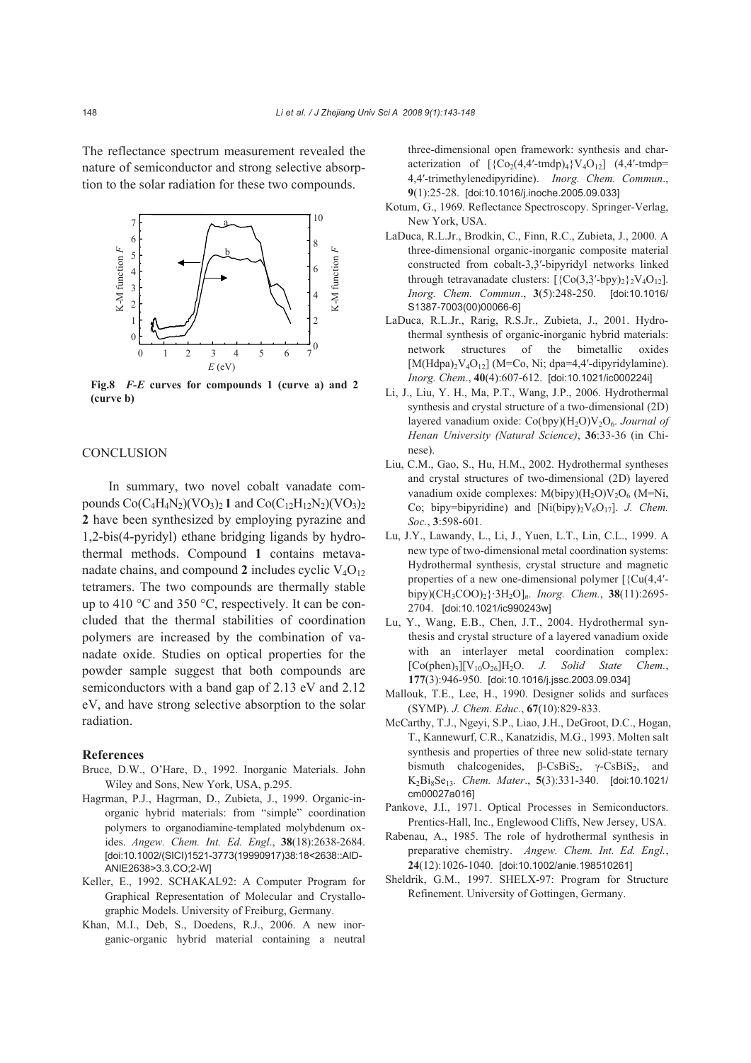The reflectance spectrum measurement revealed the nature of semiconductor and strong selective absorption to the solar radiation for these two compounds.

7
6
5
4
3
2
1
0
K-M function $F$
10
8
6
4
2
0
K-M function $F$
a
b
0 1 2 3 4 5 6 7
$E$ (eV)

**Fig.8 $F$-$E$ curves for compounds 1 (curve a) and 2 (curve b)**

## CONCLUSION

In summary, two novel cobalt vanadate compounds $Co(C_4H_4N_2)(VO_3)_2$ **1** and $Co(C_{12}H_{12}N_2)(VO_3)_2$ **2** have been synthesized by employing pyrazine and 1,2-bis(4-pyridyl) ethane bridging ligands by hydrothermal methods. Compound **1** contains metavanadate chains, and compound **2** includes cyclic $V_4O_{12}$ tetramers. The two compounds are thermally stable up to 410 °C and 350 °C, respectively. It can be concluded that the thermal stabilities of coordination polymers are increased by the combination of vanadate oxide. Studies on optical properties for the powder sample suggest that both compounds are semiconductors with a band gap of 2.13 eV and 2.12 eV, and have strong selective absorption to the solar radiation.

### References

Bruce, D.W., O'Hare, D., 1992. Inorganic Materials. John Wiley and Sons, New York, USA, p.295.

Hagrman, P.J., Hagrman, D., Zubieta, J., 1999. Organic-inorganic hybrid materials: from "simple" coordination polymers to organodiamine-templated molybdenum oxides. *Angew. Chem. Int. Ed. Engl*., **38**(18):2638-2684. [doi:10.1002/(SICI)1521-3773(19990917)38:18<2638::AID-ANIE2638>3.3.CO;2-W]

Keller, E., 1992. SCHAKAL92: A Computer Program for Graphical Representation of Molecular and Crystallographic Models. University of Freiburg, Germany.

Khan, M.I., Deb, S., Doedens, R.J., 2006. A new inorganic-organic hybrid material containing a neutral three-dimensional open framework: synthesis and characterization of $[\{Co_2(4,4'\text{-tmdp})_4\}V_4O_{12}]$ (4,4′-tmdp= 4,4′-trimethylenedipyridine). *Inorg. Chem. Commun*., **9**(1):25-28. [doi:10.1016/j.inoche.2005.09.033]

Kotum, G., 1969. Reflectance Spectroscopy. Springer-Verlag, New York, USA.

LaDuca, R.L.Jr., Brodkin, C., Finn, R.C., Zubieta, J., 2000. A three-dimensional organic-inorganic composite material constructed from cobalt-3,3′-bipyridyl networks linked through tetravanadate clusters: $[\{Co(3,3'\text{-bpy})_2\}_2V_4O_{12}]$. *Inorg. Chem. Commun*., **3**(5):248-250. [doi:10.1016/S1387-7003(00)00066-6]

LaDuca, R.L.Jr., Rarig, R.S.Jr., Zubieta, J., 2001. Hydrothermal synthesis of organic-inorganic hybrid materials: network structures of the bimetallic oxides $[M(Hdpa)_2V_4O_{12}]$ (M=Co, Ni; dpa=4,4′-dipyridylamine). *Inorg. Chem*., **40**(4):607-612. [doi:10.1021/ic000224i]

Li, J., Liu, Y. H., Ma, P.T., Wang, J.P., 2006. Hydrothermal synthesis and crystal structure of a two-dimensional (2D) layered vanadium oxide: $Co(bpy)(H_2O)V_2O_6$. *Journal of Henan University (Natural Science)*, **36**:33-36 (in Chinese).

Liu, C.M., Gao, S., Hu, H.M., 2002. Hydrothermal syntheses and crystal structures of two-dimensional (2D) layered vanadium oxide complexes: $M(bipy)(H_2O)V_2O_6$ (M=Ni, Co; bipy=bipyridine) and $[Ni(bipy)_2V_6O_{17}]$. *J. Chem. Soc.*, **3**:598-601.

Lu, J.Y., Lawandy, L., Li, J., Yuen, L.T., Lin, C.L., 1999. A new type of two-dimensional metal coordination systems: Hydrothermal synthesis, crystal structure and magnetic properties of a new one-dimensional polymer $[\{Cu(4,4'\text{-bipy})(CH_3COO)_2\}\cdot 3H_2O]_n$. *Inorg. Chem.*, **38**(11):2695-2704. [doi:10.1021/ic990243w]

Lu, Y., Wang, E.B., Chen, J.T., 2004. Hydrothermal synthesis and crystal structure of a layered vanadium oxide with an interlayer metal coordination complex: $[Co(phen)_3][V_{10}O_{26}]H_2O$. *J. Solid State Chem.*, **177**(3):946-950. [doi:10.1016/j.jssc.2003.09.034]

Mallouk, T.E., Lee, H., 1990. Designer solids and surfaces (SYMP). *J. Chem. Educ.*, **67**(10):829-833.

McCarthy, T.J., Ngeyi, S.P., Liao, J.H., DeGroot, D.C., Hogan, T., Kannewurf, C.R., Kanatzidis, M.G., 1993. Molten salt synthesis and properties of three new solid-state ternary bismuth chalcogenides, $\beta$-$CsBiS_2$, $\gamma$-$CsBiS_2$, and $K_2Bi_8Se_{13}$. *Chem. Mater*., **5**(3):331-340. [doi:10.1021/cm00027a016]

Pankove, J.I., 1971. Optical Processes in Semiconductors. Prentics-Hall, Inc., Englewood Cliffs, New Jersey, USA.

Rabenau, A., 1985. The role of hydrothermal synthesis in preparative chemistry. *Angew. Chem. Int. Ed. Engl.*, **24**(12):1026-1040. [doi:10.1002/anie.198510261]

Sheldrik, G.M., 1997. SHELX-97: Program for Structure Refinement. University of Gottingen, Germany.